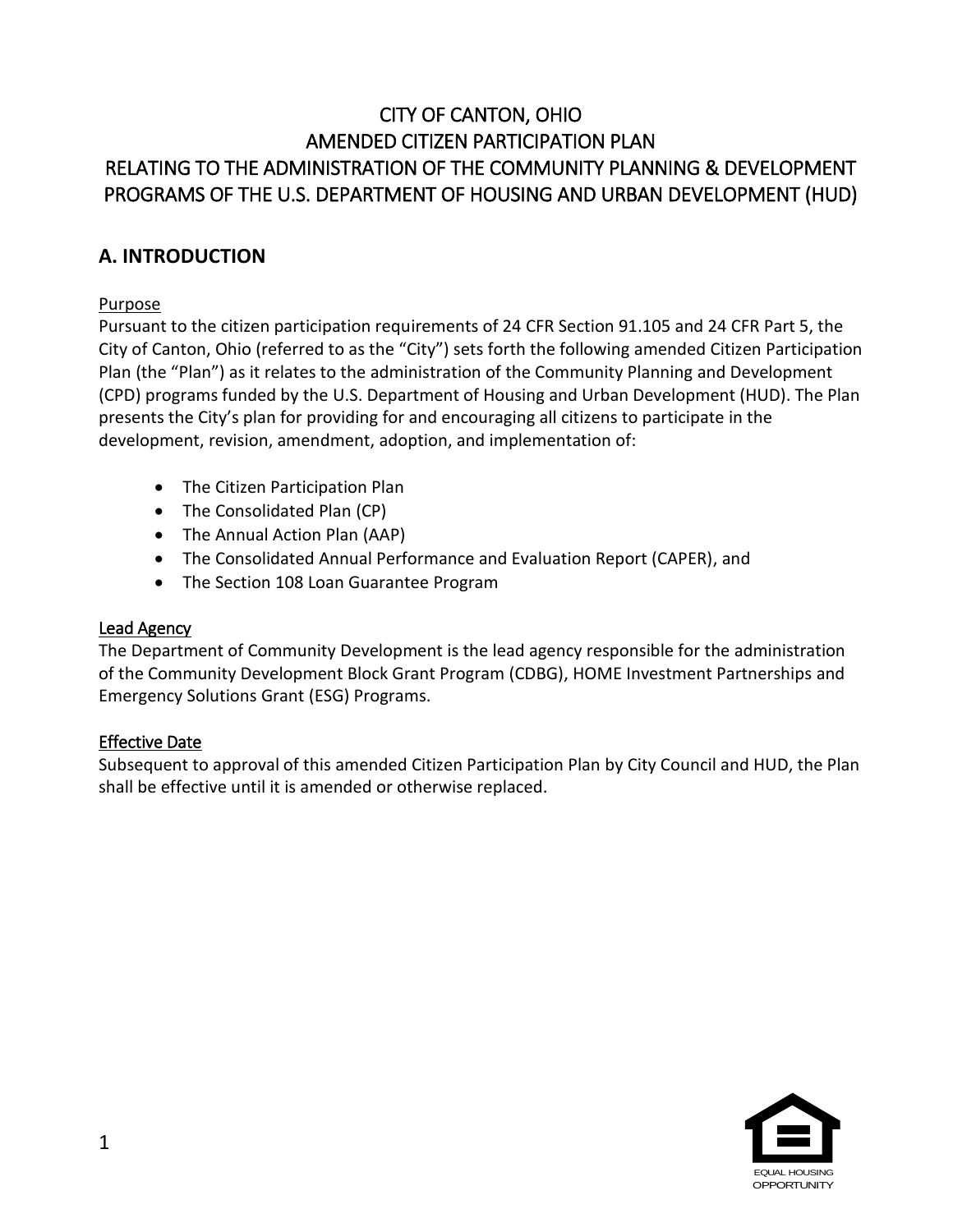# CITY OF CANTON, OHIO
# AMENDED CITIZEN PARTICIPATION PLAN
# RELATING TO THE ADMINISTRATION OF THE COMMUNITY PLANNING & DEVELOPMENT PROGRAMS OF THE U.S. DEPARTMENT OF HOUSING AND URBAN DEVELOPMENT (HUD)

## A. INTRODUCTION

### Purpose

Pursuant to the citizen participation requirements of 24 CFR Section 91.105 and 24 CFR Part 5, the City of Canton, Ohio (referred to as the "City") sets forth the following amended Citizen Participation Plan (the "Plan") as it relates to the administration of the Community Planning and Development (CPD) programs funded by the U.S. Department of Housing and Urban Development (HUD). The Plan presents the City's plan for providing for and encouraging all citizens to participate in the development, revision, amendment, adoption, and implementation of:

- The Citizen Participation Plan
- The Consolidated Plan (CP)
- The Annual Action Plan (AAP)
- The Consolidated Annual Performance and Evaluation Report (CAPER), and
- The Section 108 Loan Guarantee Program

### Lead Agency

The Department of Community Development is the lead agency responsible for the administration of the Community Development Block Grant Program (CDBG), HOME Investment Partnerships and Emergency Solutions Grant (ESG) Programs.

### Effective Date

Subsequent to approval of this amended Citizen Participation Plan by City Council and HUD, the Plan shall be effective until it is amended or otherwise replaced.

EQUAL HOUSING OPPORTUNITY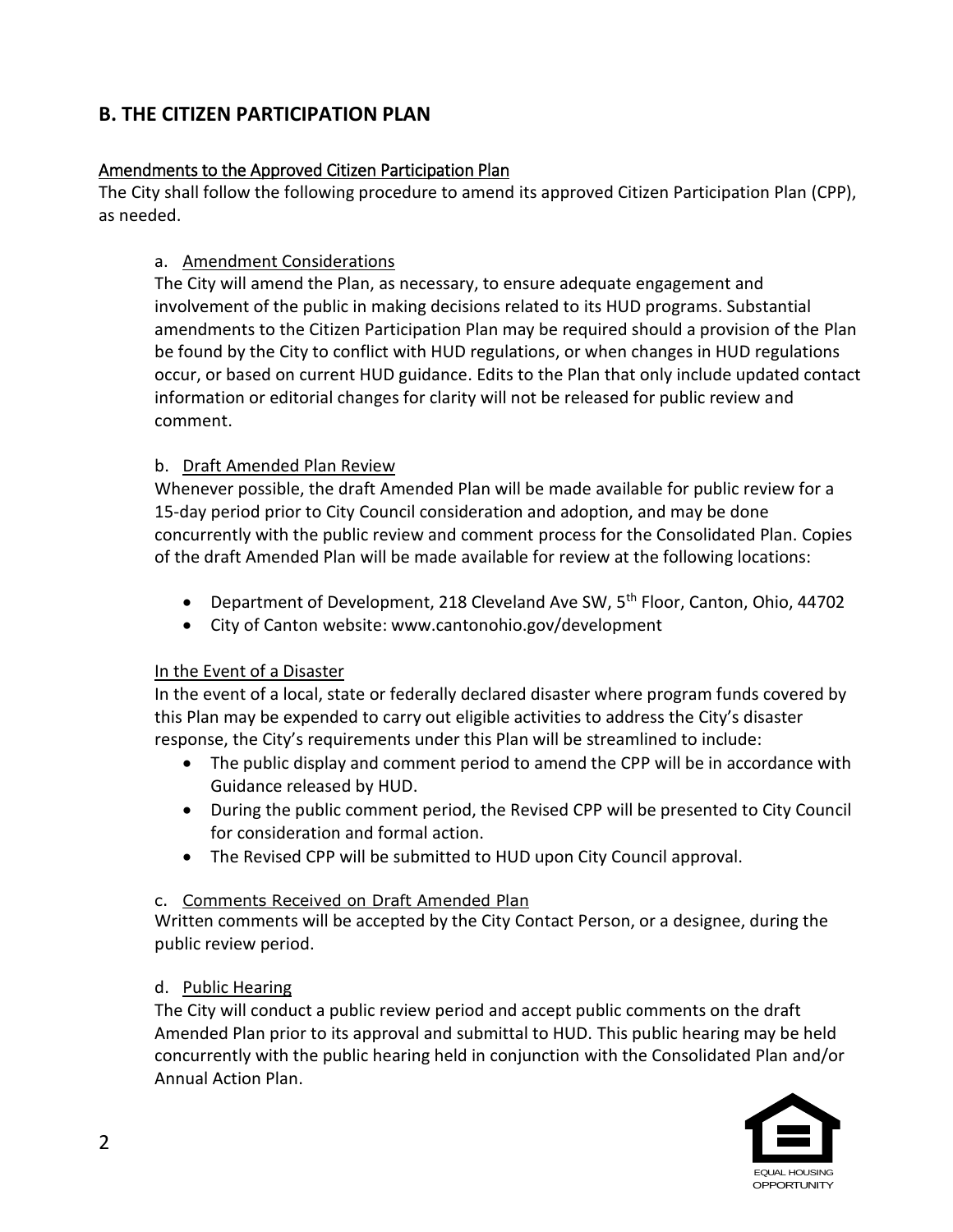## B. THE CITIZEN PARTICIPATION PLAN

### Amendments to the Approved Citizen Participation Plan

The City shall follow the following procedure to amend its approved Citizen Participation Plan (CPP), as needed.

a. Amendment Considerations

The City will amend the Plan, as necessary, to ensure adequate engagement and involvement of the public in making decisions related to its HUD programs. Substantial amendments to the Citizen Participation Plan may be required should a provision of the Plan be found by the City to conflict with HUD regulations, or when changes in HUD regulations occur, or based on current HUD guidance. Edits to the Plan that only include updated contact information or editorial changes for clarity will not be released for public review and comment.

b. Draft Amended Plan Review

Whenever possible, the draft Amended Plan will be made available for public review for a 15-day period prior to City Council consideration and adoption, and may be done concurrently with the public review and comment process for the Consolidated Plan. Copies of the draft Amended Plan will be made available for review at the following locations:

- Department of Development, 218 Cleveland Ave SW, 5th Floor, Canton, Ohio, 44702
- City of Canton website: www.cantonohio.gov/development

In the Event of a Disaster

In the event of a local, state or federally declared disaster where program funds covered by this Plan may be expended to carry out eligible activities to address the City's disaster response, the City's requirements under this Plan will be streamlined to include:

- The public display and comment period to amend the CPP will be in accordance with Guidance released by HUD.
- During the public comment period, the Revised CPP will be presented to City Council for consideration and formal action.
- The Revised CPP will be submitted to HUD upon City Council approval.

c. Comments Received on Draft Amended Plan

Written comments will be accepted by the City Contact Person, or a designee, during the public review period.

d. Public Hearing

The City will conduct a public review period and accept public comments on the draft Amended Plan prior to its approval and submittal to HUD. This public hearing may be held concurrently with the public hearing held in conjunction with the Consolidated Plan and/or Annual Action Plan.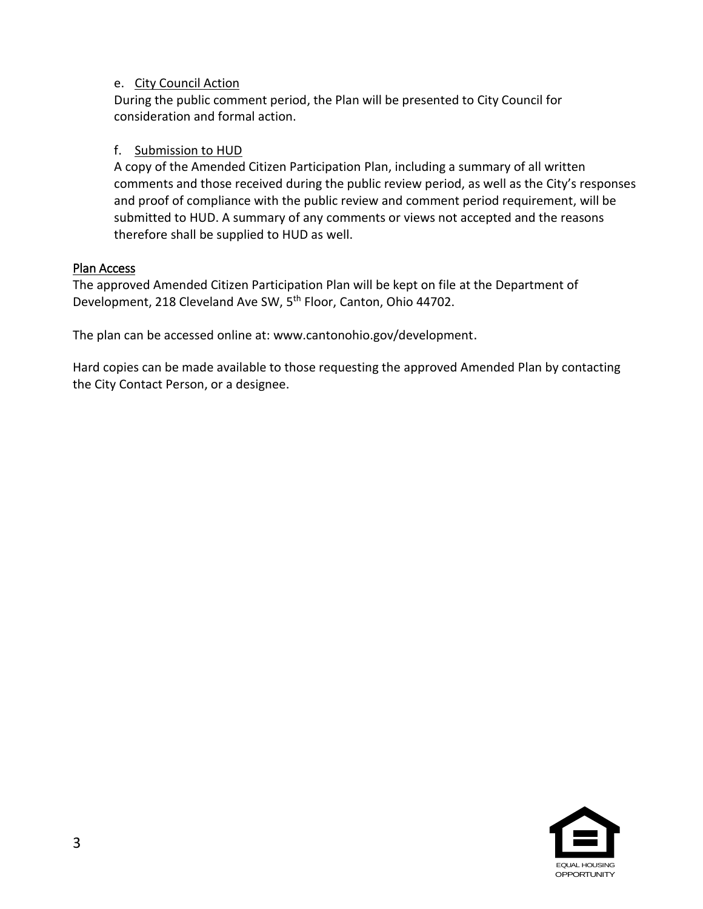e. City Council Action

During the public comment period, the Plan will be presented to City Council for consideration and formal action.

f. Submission to HUD

A copy of the Amended Citizen Participation Plan, including a summary of all written comments and those received during the public review period, as well as the City's responses and proof of compliance with the public review and comment period requirement, will be submitted to HUD. A summary of any comments or views not accepted and the reasons therefore shall be supplied to HUD as well.

## Plan Access

The approved Amended Citizen Participation Plan will be kept on file at the Department of Development, 218 Cleveland Ave SW, 5th Floor, Canton, Ohio 44702.

The plan can be accessed online at: www.cantonohio.gov/development.

Hard copies can be made available to those requesting the approved Amended Plan by contacting the City Contact Person, or a designee.

EQUAL HOUSING OPPORTUNITY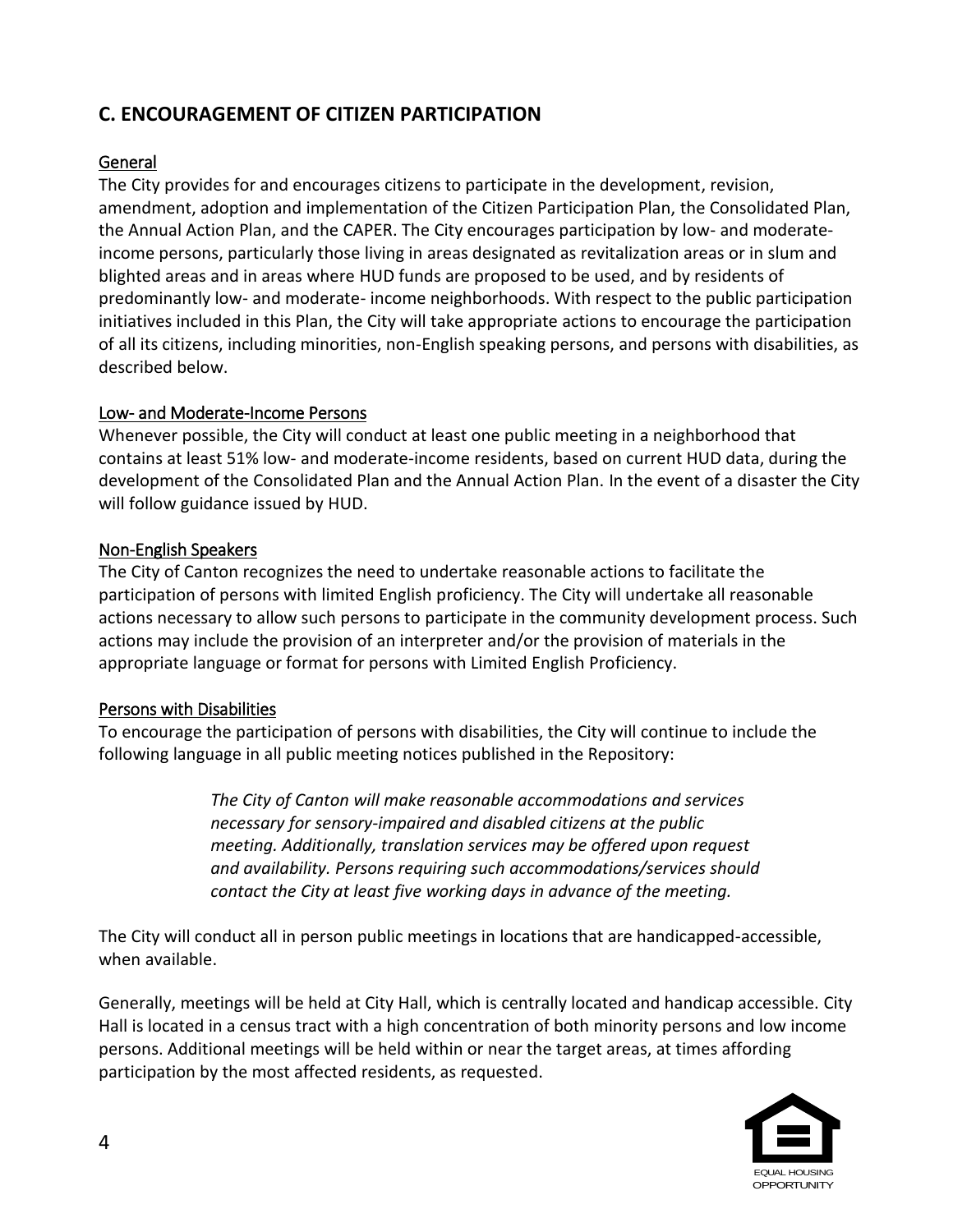## C. ENCOURAGEMENT OF CITIZEN PARTICIPATION

### General

The City provides for and encourages citizens to participate in the development, revision, amendment, adoption and implementation of the Citizen Participation Plan, the Consolidated Plan, the Annual Action Plan, and the CAPER. The City encourages participation by low- and moderate-income persons, particularly those living in areas designated as revitalization areas or in slum and blighted areas and in areas where HUD funds are proposed to be used, and by residents of predominantly low- and moderate- income neighborhoods. With respect to the public participation initiatives included in this Plan, the City will take appropriate actions to encourage the participation of all its citizens, including minorities, non-English speaking persons, and persons with disabilities, as described below.

### Low- and Moderate-Income Persons

Whenever possible, the City will conduct at least one public meeting in a neighborhood that contains at least 51% low- and moderate-income residents, based on current HUD data, during the development of the Consolidated Plan and the Annual Action Plan. In the event of a disaster the City will follow guidance issued by HUD.

### Non-English Speakers

The City of Canton recognizes the need to undertake reasonable actions to facilitate the participation of persons with limited English proficiency. The City will undertake all reasonable actions necessary to allow such persons to participate in the community development process. Such actions may include the provision of an interpreter and/or the provision of materials in the appropriate language or format for persons with Limited English Proficiency.

### Persons with Disabilities

To encourage the participation of persons with disabilities, the City will continue to include the following language in all public meeting notices published in the Repository:

> *The City of Canton will make reasonable accommodations and services necessary for sensory-impaired and disabled citizens at the public meeting. Additionally, translation services may be offered upon request and availability. Persons requiring such accommodations/services should contact the City at least five working days in advance of the meeting.*

The City will conduct all in person public meetings in locations that are handicapped-accessible, when available.

Generally, meetings will be held at City Hall, which is centrally located and handicap accessible. City Hall is located in a census tract with a high concentration of both minority persons and low income persons. Additional meetings will be held within or near the target areas, at times affording participation by the most affected residents, as requested.

EQUAL HOUSING OPPORTUNITY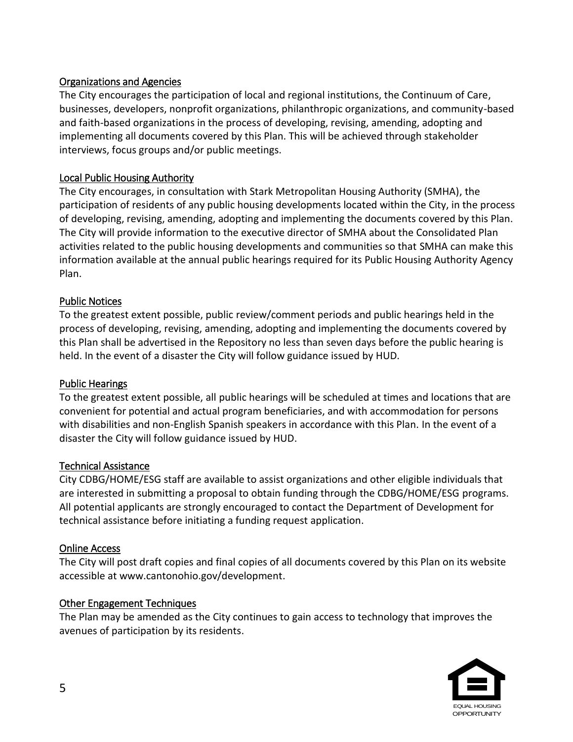### Organizations and Agencies

The City encourages the participation of local and regional institutions, the Continuum of Care, businesses, developers, nonprofit organizations, philanthropic organizations, and community-based and faith-based organizations in the process of developing, revising, amending, adopting and implementing all documents covered by this Plan. This will be achieved through stakeholder interviews, focus groups and/or public meetings.

### Local Public Housing Authority

The City encourages, in consultation with Stark Metropolitan Housing Authority (SMHA), the participation of residents of any public housing developments located within the City, in the process of developing, revising, amending, adopting and implementing the documents covered by this Plan. The City will provide information to the executive director of SMHA about the Consolidated Plan activities related to the public housing developments and communities so that SMHA can make this information available at the annual public hearings required for its Public Housing Authority Agency Plan.

### Public Notices

To the greatest extent possible, public review/comment periods and public hearings held in the process of developing, revising, amending, adopting and implementing the documents covered by this Plan shall be advertised in the Repository no less than seven days before the public hearing is held. In the event of a disaster the City will follow guidance issued by HUD.

### Public Hearings

To the greatest extent possible, all public hearings will be scheduled at times and locations that are convenient for potential and actual program beneficiaries, and with accommodation for persons with disabilities and non-English Spanish speakers in accordance with this Plan. In the event of a disaster the City will follow guidance issued by HUD.

### Technical Assistance

City CDBG/HOME/ESG staff are available to assist organizations and other eligible individuals that are interested in submitting a proposal to obtain funding through the CDBG/HOME/ESG programs. All potential applicants are strongly encouraged to contact the Department of Development for technical assistance before initiating a funding request application.

### Online Access

The City will post draft copies and final copies of all documents covered by this Plan on its website accessible at www.cantonohio.gov/development.

### Other Engagement Techniques

The Plan may be amended as the City continues to gain access to technology that improves the avenues of participation by its residents.

EQUAL HOUSING OPPORTUNITY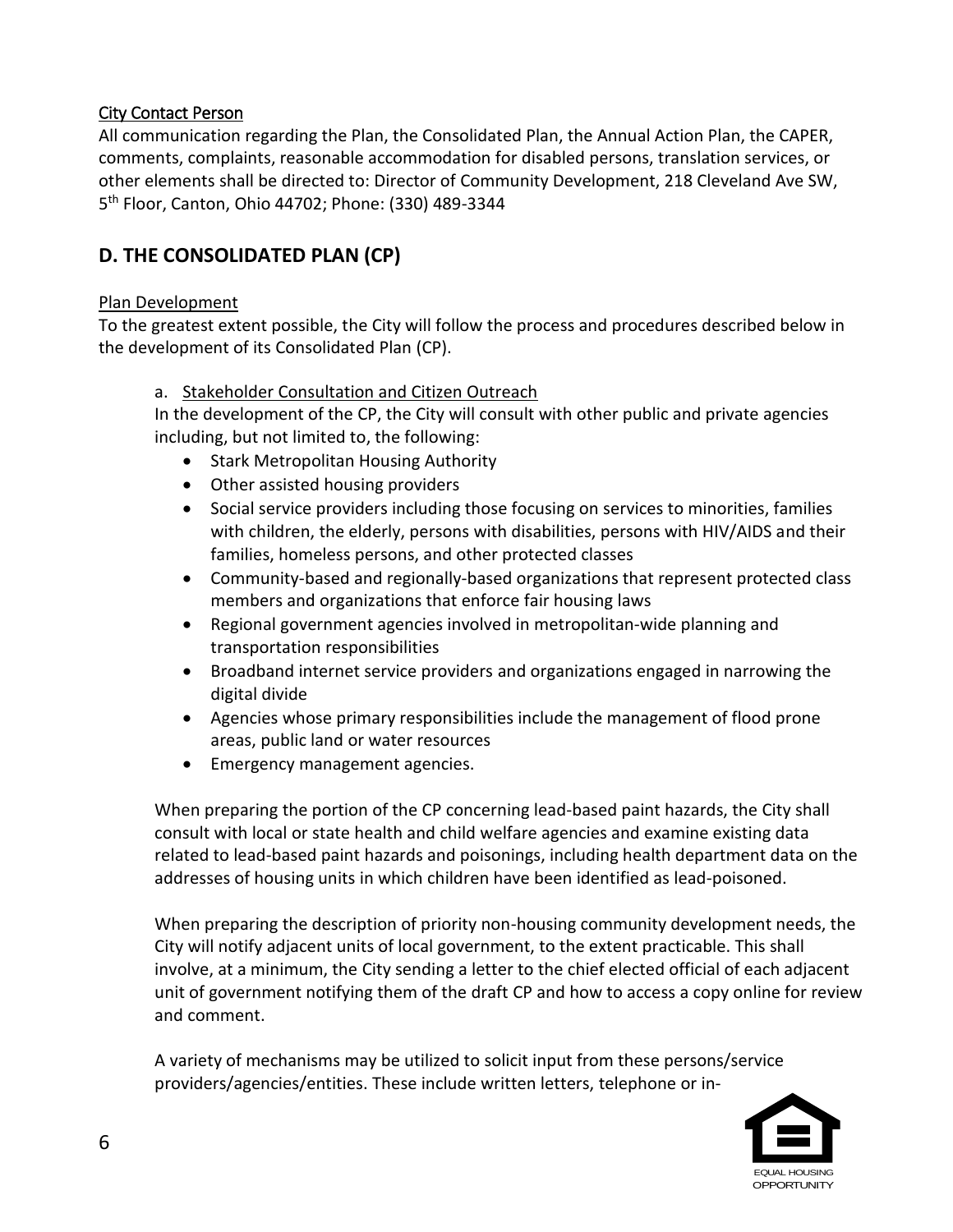City Contact Person

All communication regarding the Plan, the Consolidated Plan, the Annual Action Plan, the CAPER, comments, complaints, reasonable accommodation for disabled persons, translation services, or other elements shall be directed to: Director of Community Development, 218 Cleveland Ave SW, 5th Floor, Canton, Ohio 44702; Phone: (330) 489-3344

## D. THE CONSOLIDATED PLAN (CP)

Plan Development

To the greatest extent possible, the City will follow the process and procedures described below in the development of its Consolidated Plan (CP).

a. Stakeholder Consultation and Citizen Outreach

In the development of the CP, the City will consult with other public and private agencies including, but not limited to, the following:

- Stark Metropolitan Housing Authority
- Other assisted housing providers
- Social service providers including those focusing on services to minorities, families with children, the elderly, persons with disabilities, persons with HIV/AIDS and their families, homeless persons, and other protected classes
- Community-based and regionally-based organizations that represent protected class members and organizations that enforce fair housing laws
- Regional government agencies involved in metropolitan-wide planning and transportation responsibilities
- Broadband internet service providers and organizations engaged in narrowing the digital divide
- Agencies whose primary responsibilities include the management of flood prone areas, public land or water resources
- Emergency management agencies.

When preparing the portion of the CP concerning lead-based paint hazards, the City shall consult with local or state health and child welfare agencies and examine existing data related to lead-based paint hazards and poisonings, including health department data on the addresses of housing units in which children have been identified as lead-poisoned.

When preparing the description of priority non-housing community development needs, the City will notify adjacent units of local government, to the extent practicable. This shall involve, at a minimum, the City sending a letter to the chief elected official of each adjacent unit of government notifying them of the draft CP and how to access a copy online for review and comment.

A variety of mechanisms may be utilized to solicit input from these persons/service providers/agencies/entities. These include written letters, telephone or in-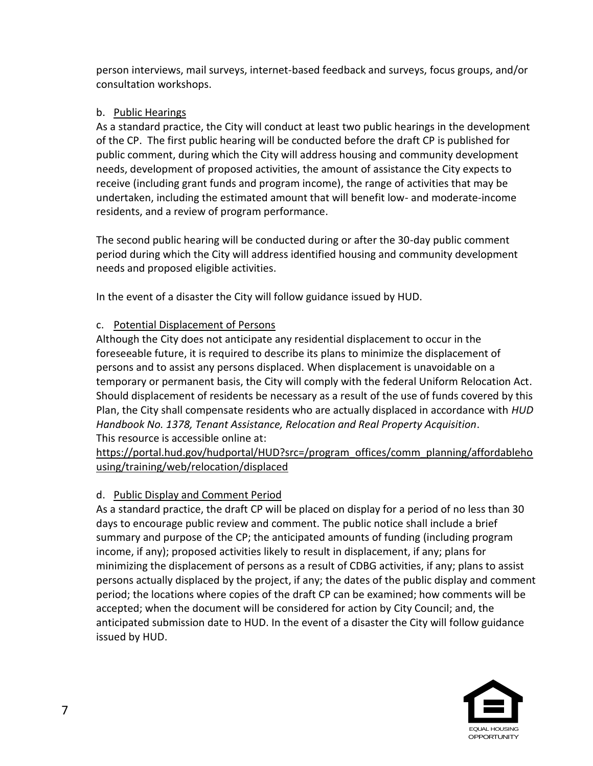person interviews, mail surveys, internet-based feedback and surveys, focus groups, and/or consultation workshops.

b. Public Hearings

As a standard practice, the City will conduct at least two public hearings in the development of the CP. The first public hearing will be conducted before the draft CP is published for public comment, during which the City will address housing and community development needs, development of proposed activities, the amount of assistance the City expects to receive (including grant funds and program income), the range of activities that may be undertaken, including the estimated amount that will benefit low- and moderate-income residents, and a review of program performance.

The second public hearing will be conducted during or after the 30-day public comment period during which the City will address identified housing and community development needs and proposed eligible activities.

In the event of a disaster the City will follow guidance issued by HUD.

c. Potential Displacement of Persons

Although the City does not anticipate any residential displacement to occur in the foreseeable future, it is required to describe its plans to minimize the displacement of persons and to assist any persons displaced. When displacement is unavoidable on a temporary or permanent basis, the City will comply with the federal Uniform Relocation Act. Should displacement of residents be necessary as a result of the use of funds covered by this Plan, the City shall compensate residents who are actually displaced in accordance with *HUD Handbook No. 1378, Tenant Assistance, Relocation and Real Property Acquisition*. This resource is accessible online at:
https://portal.hud.gov/hudportal/HUD?src=/program_offices/comm_planning/affordablehousing/training/web/relocation/displaced

d. Public Display and Comment Period

As a standard practice, the draft CP will be placed on display for a period of no less than 30 days to encourage public review and comment. The public notice shall include a brief summary and purpose of the CP; the anticipated amounts of funding (including program income, if any); proposed activities likely to result in displacement, if any; plans for minimizing the displacement of persons as a result of CDBG activities, if any; plans to assist persons actually displaced by the project, if any; the dates of the public display and comment period; the locations where copies of the draft CP can be examined; how comments will be accepted; when the document will be considered for action by City Council; and, the anticipated submission date to HUD. In the event of a disaster the City will follow guidance issued by HUD.

EQUAL HOUSING OPPORTUNITY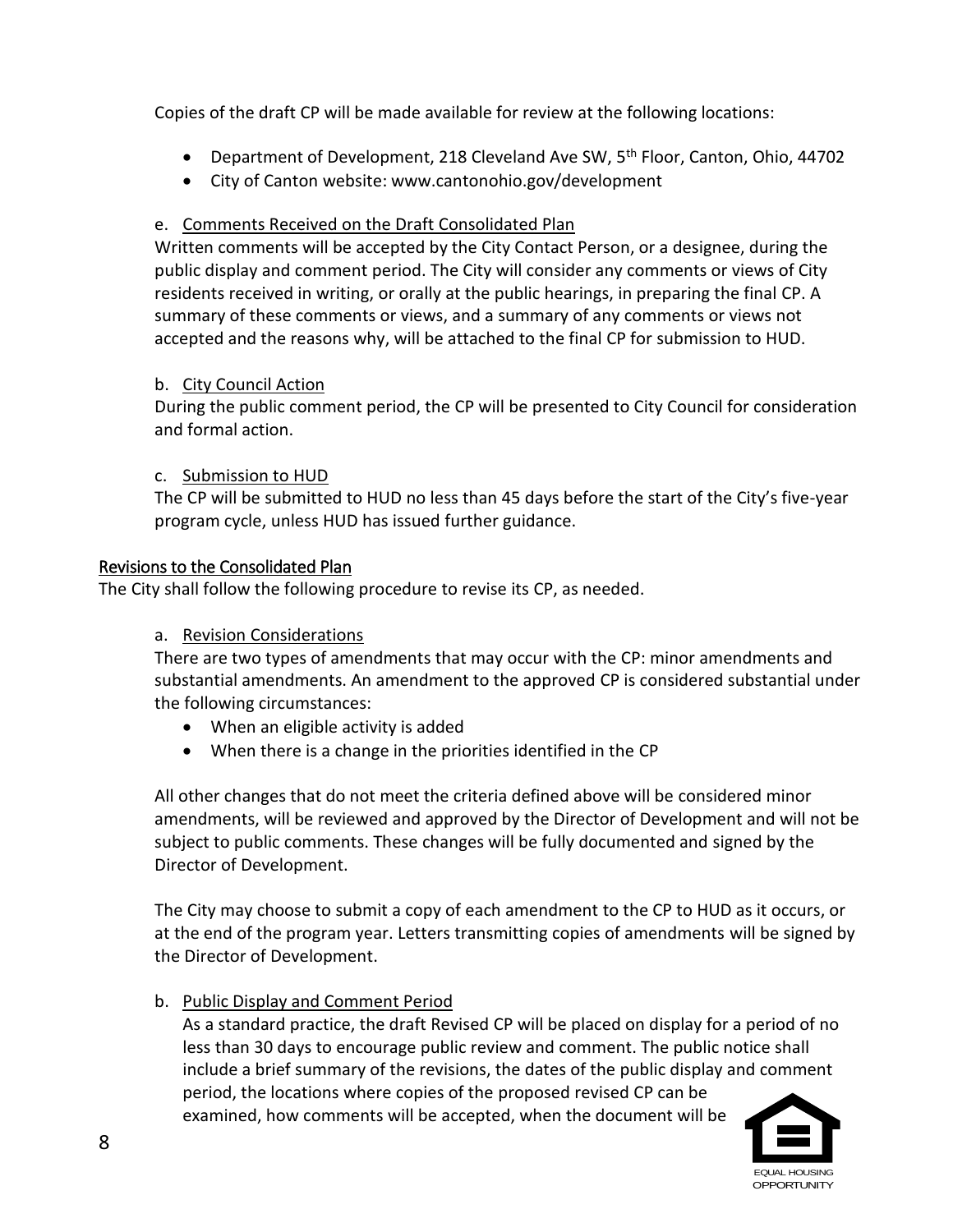Copies of the draft CP will be made available for review at the following locations:

- Department of Development, 218 Cleveland Ave SW, 5th Floor, Canton, Ohio, 44702
- City of Canton website: www.cantonohio.gov/development

e. Comments Received on the Draft Consolidated Plan

Written comments will be accepted by the City Contact Person, or a designee, during the public display and comment period. The City will consider any comments or views of City residents received in writing, or orally at the public hearings, in preparing the final CP. A summary of these comments or views, and a summary of any comments or views not accepted and the reasons why, will be attached to the final CP for submission to HUD.

b. City Council Action

During the public comment period, the CP will be presented to City Council for consideration and formal action.

c. Submission to HUD

The CP will be submitted to HUD no less than 45 days before the start of the City's five-year program cycle, unless HUD has issued further guidance.

## Revisions to the Consolidated Plan

The City shall follow the following procedure to revise its CP, as needed.

a. Revision Considerations

There are two types of amendments that may occur with the CP: minor amendments and substantial amendments. An amendment to the approved CP is considered substantial under the following circumstances:

- When an eligible activity is added
- When there is a change in the priorities identified in the CP

All other changes that do not meet the criteria defined above will be considered minor amendments, will be reviewed and approved by the Director of Development and will not be subject to public comments. These changes will be fully documented and signed by the Director of Development.

The City may choose to submit a copy of each amendment to the CP to HUD as it occurs, or at the end of the program year. Letters transmitting copies of amendments will be signed by the Director of Development.

b. Public Display and Comment Period

As a standard practice, the draft Revised CP will be placed on display for a period of no less than 30 days to encourage public review and comment. The public notice shall include a brief summary of the revisions, the dates of the public display and comment period, the locations where copies of the proposed revised CP can be examined, how comments will be accepted, when the document will be

EQUAL HOUSING OPPORTUNITY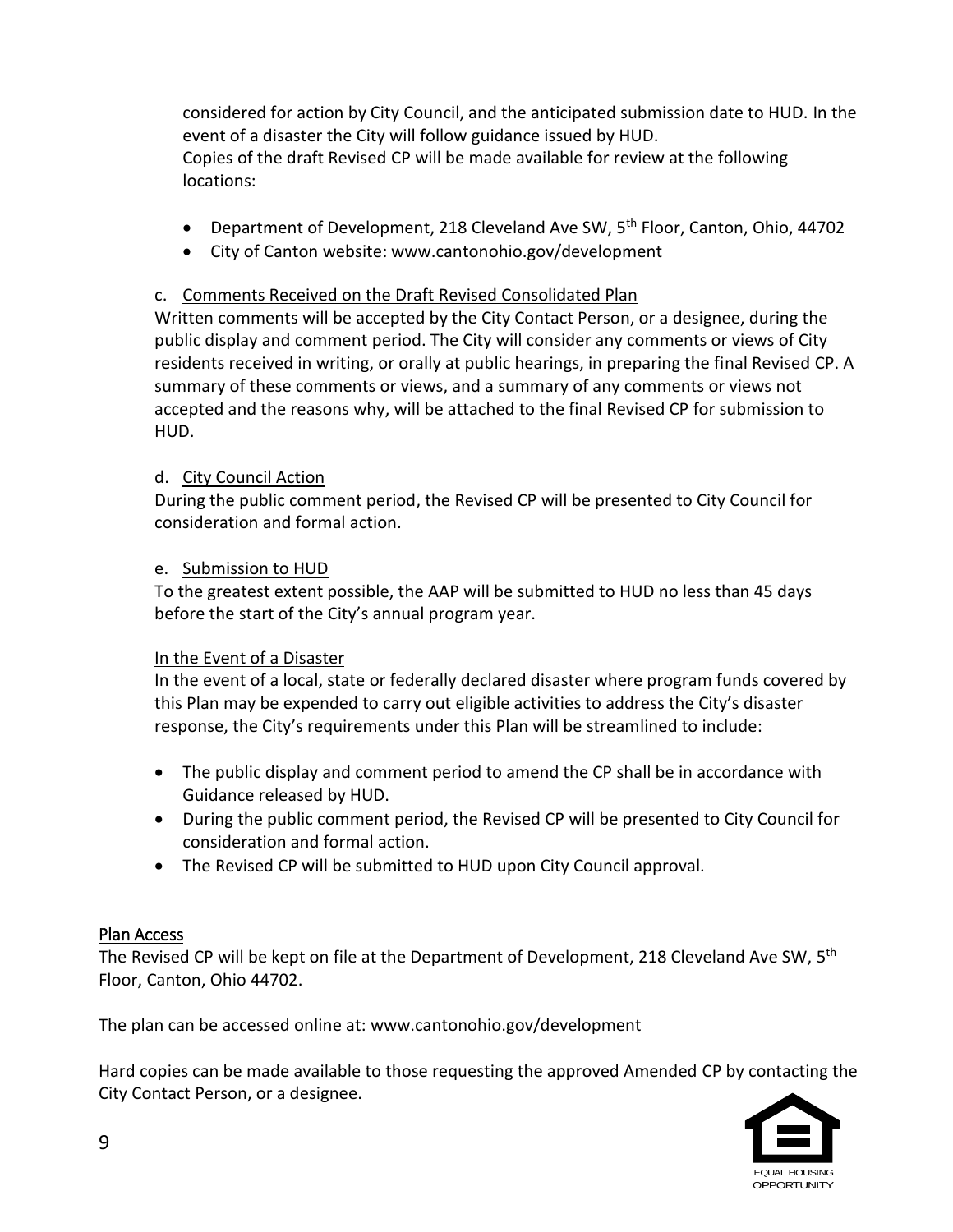considered for action by City Council, and the anticipated submission date to HUD. In the event of a disaster the City will follow guidance issued by HUD.
Copies of the draft Revised CP will be made available for review at the following locations:

- Department of Development, 218 Cleveland Ave SW, 5th Floor, Canton, Ohio, 44702
- City of Canton website: www.cantonohio.gov/development

c. Comments Received on the Draft Revised Consolidated Plan

Written comments will be accepted by the City Contact Person, or a designee, during the public display and comment period. The City will consider any comments or views of City residents received in writing, or orally at public hearings, in preparing the final Revised CP. A summary of these comments or views, and a summary of any comments or views not accepted and the reasons why, will be attached to the final Revised CP for submission to HUD.

d. City Council Action

During the public comment period, the Revised CP will be presented to City Council for consideration and formal action.

e. Submission to HUD

To the greatest extent possible, the AAP will be submitted to HUD no less than 45 days before the start of the City's annual program year.

In the Event of a Disaster

In the event of a local, state or federally declared disaster where program funds covered by this Plan may be expended to carry out eligible activities to address the City's disaster response, the City's requirements under this Plan will be streamlined to include:

- The public display and comment period to amend the CP shall be in accordance with Guidance released by HUD.
- During the public comment period, the Revised CP will be presented to City Council for consideration and formal action.
- The Revised CP will be submitted to HUD upon City Council approval.

## Plan Access

The Revised CP will be kept on file at the Department of Development, 218 Cleveland Ave SW, 5th Floor, Canton, Ohio 44702.

The plan can be accessed online at: www.cantonohio.gov/development

Hard copies can be made available to those requesting the approved Amended CP by contacting the City Contact Person, or a designee.

EQUAL HOUSING OPPORTUNITY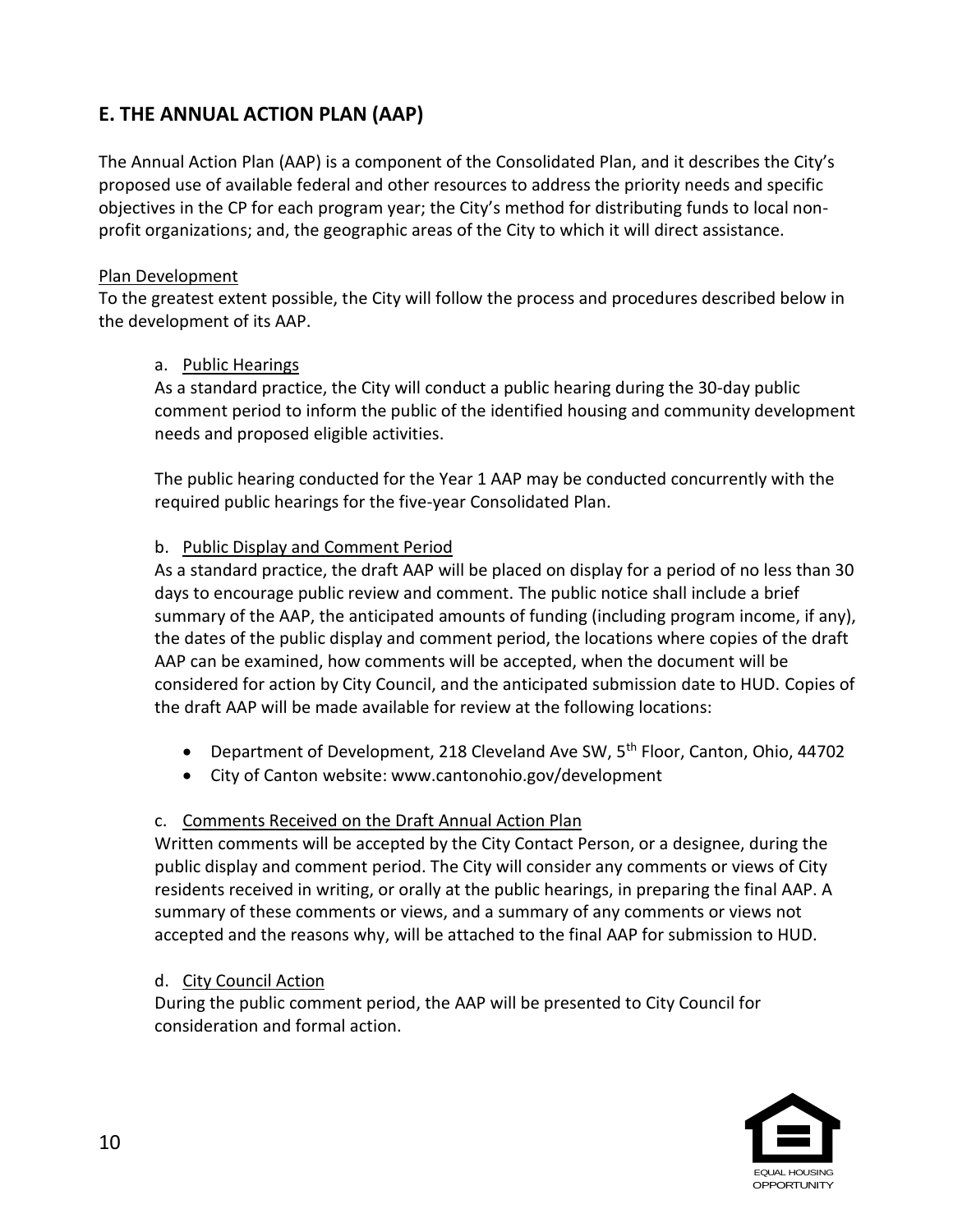## E. THE ANNUAL ACTION PLAN (AAP)

The Annual Action Plan (AAP) is a component of the Consolidated Plan, and it describes the City's proposed use of available federal and other resources to address the priority needs and specific objectives in the CP for each program year; the City's method for distributing funds to local non-profit organizations; and, the geographic areas of the City to which it will direct assistance.

Plan Development

To the greatest extent possible, the City will follow the process and procedures described below in the development of its AAP.

a. Public Hearings

As a standard practice, the City will conduct a public hearing during the 30-day public comment period to inform the public of the identified housing and community development needs and proposed eligible activities.

The public hearing conducted for the Year 1 AAP may be conducted concurrently with the required public hearings for the five-year Consolidated Plan.

b. Public Display and Comment Period

As a standard practice, the draft AAP will be placed on display for a period of no less than 30 days to encourage public review and comment. The public notice shall include a brief summary of the AAP, the anticipated amounts of funding (including program income, if any), the dates of the public display and comment period, the locations where copies of the draft AAP can be examined, how comments will be accepted, when the document will be considered for action by City Council, and the anticipated submission date to HUD. Copies of the draft AAP will be made available for review at the following locations:

- Department of Development, 218 Cleveland Ave SW, 5th Floor, Canton, Ohio, 44702
- City of Canton website: www.cantonohio.gov/development

c. Comments Received on the Draft Annual Action Plan

Written comments will be accepted by the City Contact Person, or a designee, during the public display and comment period. The City will consider any comments or views of City residents received in writing, or orally at the public hearings, in preparing the final AAP. A summary of these comments or views, and a summary of any comments or views not accepted and the reasons why, will be attached to the final AAP for submission to HUD.

d. City Council Action

During the public comment period, the AAP will be presented to City Council for consideration and formal action.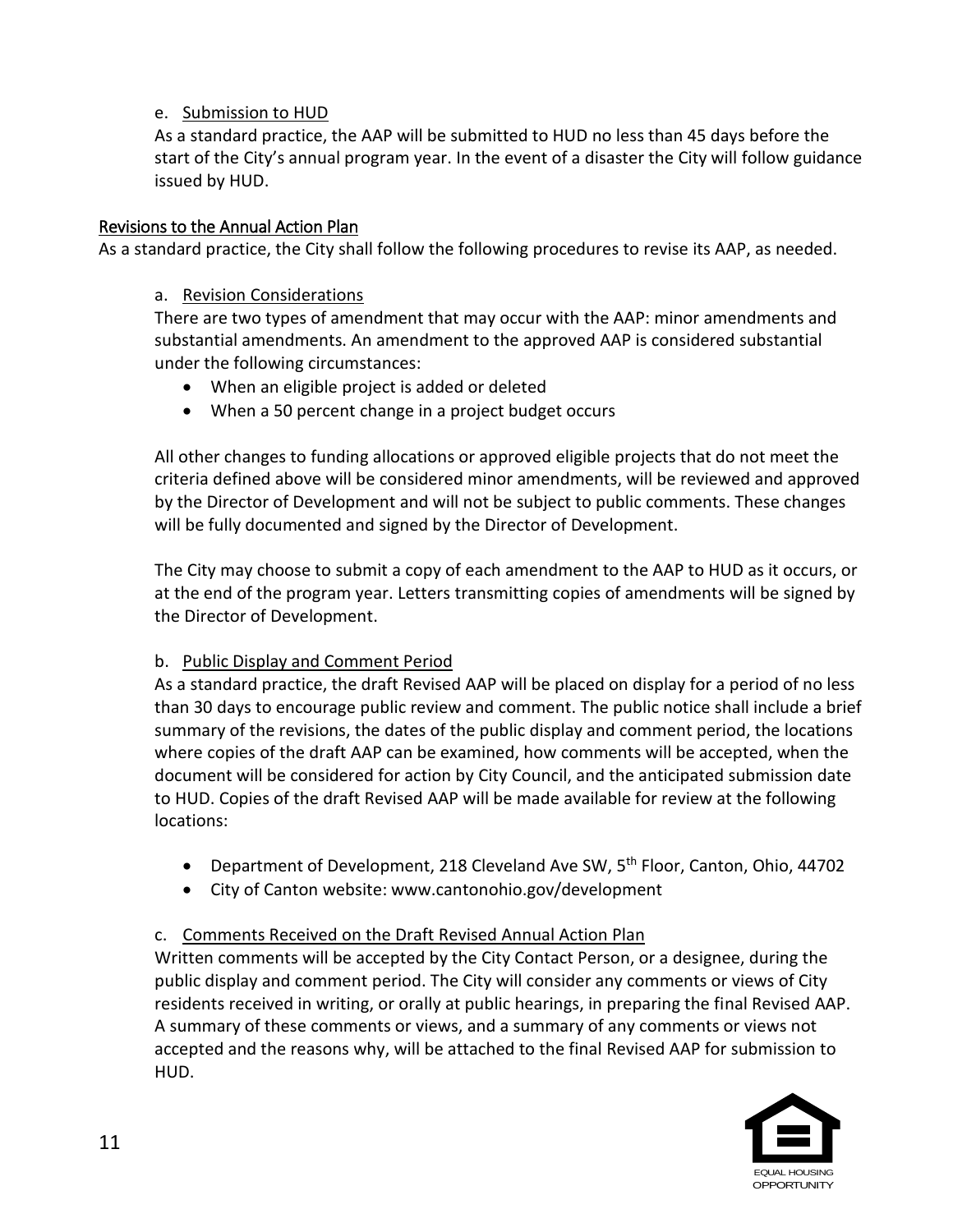e. Submission to HUD

As a standard practice, the AAP will be submitted to HUD no less than 45 days before the start of the City's annual program year. In the event of a disaster the City will follow guidance issued by HUD.

## Revisions to the Annual Action Plan

As a standard practice, the City shall follow the following procedures to revise its AAP, as needed.

a. Revision Considerations

There are two types of amendment that may occur with the AAP: minor amendments and substantial amendments. An amendment to the approved AAP is considered substantial under the following circumstances:

- When an eligible project is added or deleted
- When a 50 percent change in a project budget occurs

All other changes to funding allocations or approved eligible projects that do not meet the criteria defined above will be considered minor amendments, will be reviewed and approved by the Director of Development and will not be subject to public comments. These changes will be fully documented and signed by the Director of Development.

The City may choose to submit a copy of each amendment to the AAP to HUD as it occurs, or at the end of the program year. Letters transmitting copies of amendments will be signed by the Director of Development.

b. Public Display and Comment Period

As a standard practice, the draft Revised AAP will be placed on display for a period of no less than 30 days to encourage public review and comment. The public notice shall include a brief summary of the revisions, the dates of the public display and comment period, the locations where copies of the draft AAP can be examined, how comments will be accepted, when the document will be considered for action by City Council, and the anticipated submission date to HUD. Copies of the draft Revised AAP will be made available for review at the following locations:

- Department of Development, 218 Cleveland Ave SW, 5th Floor, Canton, Ohio, 44702
- City of Canton website: www.cantonohio.gov/development

c. Comments Received on the Draft Revised Annual Action Plan

Written comments will be accepted by the City Contact Person, or a designee, during the public display and comment period. The City will consider any comments or views of City residents received in writing, or orally at public hearings, in preparing the final Revised AAP. A summary of these comments or views, and a summary of any comments or views not accepted and the reasons why, will be attached to the final Revised AAP for submission to HUD.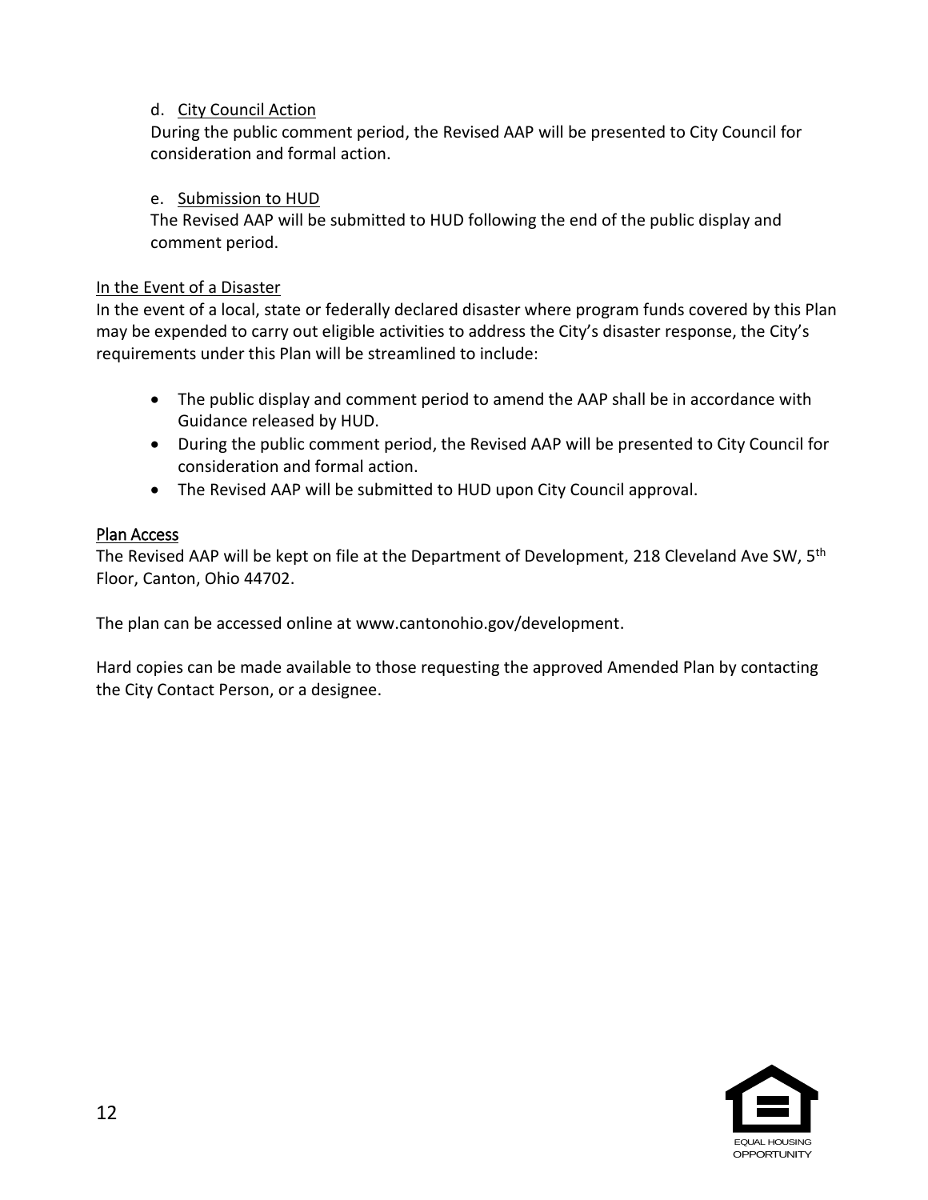d. <u>City Council Action</u>
   During the public comment period, the Revised AAP will be presented to City Council for consideration and formal action.

e. <u>Submission to HUD</u>
   The Revised AAP will be submitted to HUD following the end of the public display and comment period.

<u>In the Event of a Disaster</u>

In the event of a local, state or federally declared disaster where program funds covered by this Plan may be expended to carry out eligible activities to address the City's disaster response, the City's requirements under this Plan will be streamlined to include:

- The public display and comment period to amend the AAP shall be in accordance with Guidance released by HUD.
- During the public comment period, the Revised AAP will be presented to City Council for consideration and formal action.
- The Revised AAP will be submitted to HUD upon City Council approval.

<u>Plan Access</u>

The Revised AAP will be kept on file at the Department of Development, 218 Cleveland Ave SW, 5th Floor, Canton, Ohio 44702.

The plan can be accessed online at www.cantonohio.gov/development.

Hard copies can be made available to those requesting the approved Amended Plan by contacting the City Contact Person, or a designee.

EQUAL HOUSING OPPORTUNITY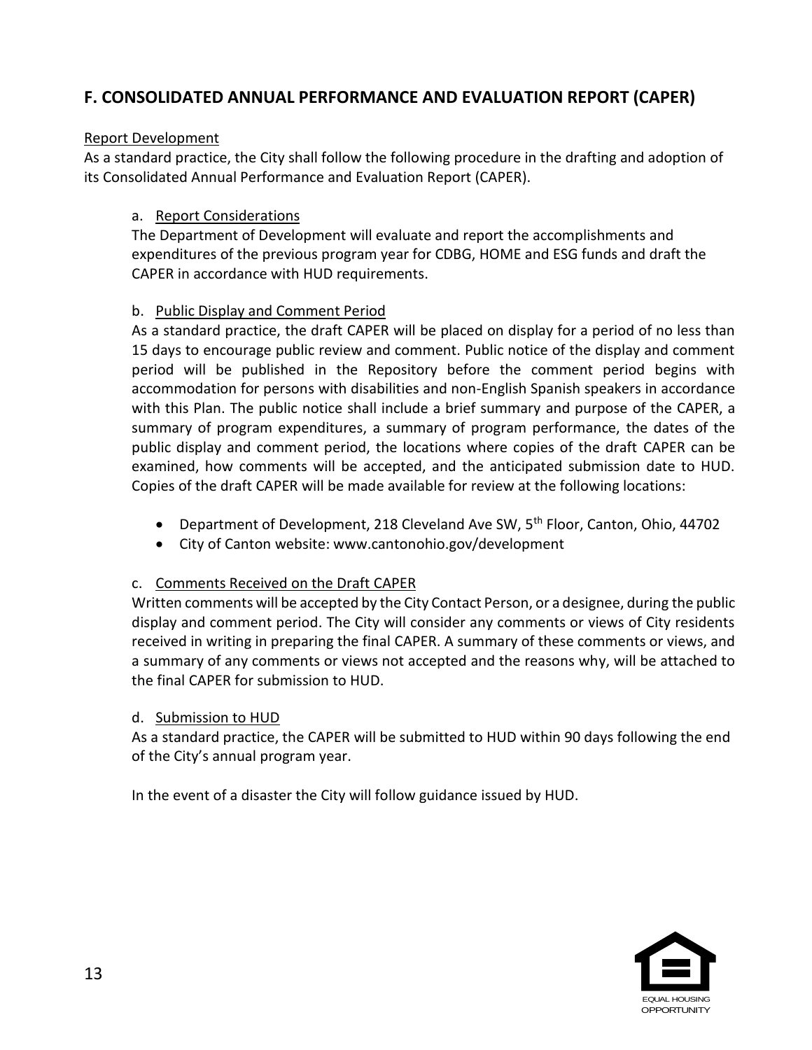## F. CONSOLIDATED ANNUAL PERFORMANCE AND EVALUATION REPORT (CAPER)

Report Development

As a standard practice, the City shall follow the following procedure in the drafting and adoption of its Consolidated Annual Performance and Evaluation Report (CAPER).

a. Report Considerations

The Department of Development will evaluate and report the accomplishments and expenditures of the previous program year for CDBG, HOME and ESG funds and draft the CAPER in accordance with HUD requirements.

b. Public Display and Comment Period

As a standard practice, the draft CAPER will be placed on display for a period of no less than 15 days to encourage public review and comment. Public notice of the display and comment period will be published in the Repository before the comment period begins with accommodation for persons with disabilities and non-English Spanish speakers in accordance with this Plan. The public notice shall include a brief summary and purpose of the CAPER, a summary of program expenditures, a summary of program performance, the dates of the public display and comment period, the locations where copies of the draft CAPER can be examined, how comments will be accepted, and the anticipated submission date to HUD. Copies of the draft CAPER will be made available for review at the following locations:

- Department of Development, 218 Cleveland Ave SW, 5th Floor, Canton, Ohio, 44702
- City of Canton website: www.cantonohio.gov/development

c. Comments Received on the Draft CAPER

Written comments will be accepted by the City Contact Person, or a designee, during the public display and comment period. The City will consider any comments or views of City residents received in writing in preparing the final CAPER. A summary of these comments or views, and a summary of any comments or views not accepted and the reasons why, will be attached to the final CAPER for submission to HUD.

d. Submission to HUD

As a standard practice, the CAPER will be submitted to HUD within 90 days following the end of the City's annual program year.

In the event of a disaster the City will follow guidance issued by HUD.

EQUAL HOUSING OPPORTUNITY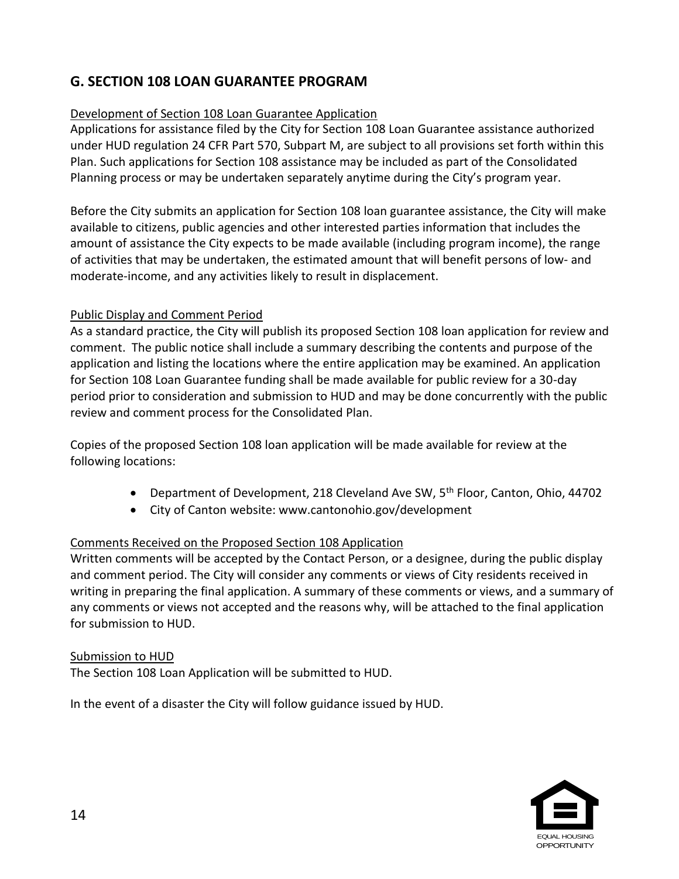## G. SECTION 108 LOAN GUARANTEE PROGRAM

Development of Section 108 Loan Guarantee Application

Applications for assistance filed by the City for Section 108 Loan Guarantee assistance authorized under HUD regulation 24 CFR Part 570, Subpart M, are subject to all provisions set forth within this Plan. Such applications for Section 108 assistance may be included as part of the Consolidated Planning process or may be undertaken separately anytime during the City's program year.

Before the City submits an application for Section 108 loan guarantee assistance, the City will make available to citizens, public agencies and other interested parties information that includes the amount of assistance the City expects to be made available (including program income), the range of activities that may be undertaken, the estimated amount that will benefit persons of low- and moderate-income, and any activities likely to result in displacement.

Public Display and Comment Period

As a standard practice, the City will publish its proposed Section 108 loan application for review and comment. The public notice shall include a summary describing the contents and purpose of the application and listing the locations where the entire application may be examined. An application for Section 108 Loan Guarantee funding shall be made available for public review for a 30-day period prior to consideration and submission to HUD and may be done concurrently with the public review and comment process for the Consolidated Plan.

Copies of the proposed Section 108 loan application will be made available for review at the following locations:

- Department of Development, 218 Cleveland Ave SW, 5th Floor, Canton, Ohio, 44702
- City of Canton website: www.cantonohio.gov/development

Comments Received on the Proposed Section 108 Application

Written comments will be accepted by the Contact Person, or a designee, during the public display and comment period. The City will consider any comments or views of City residents received in writing in preparing the final application. A summary of these comments or views, and a summary of any comments or views not accepted and the reasons why, will be attached to the final application for submission to HUD.

Submission to HUD

The Section 108 Loan Application will be submitted to HUD.

In the event of a disaster the City will follow guidance issued by HUD.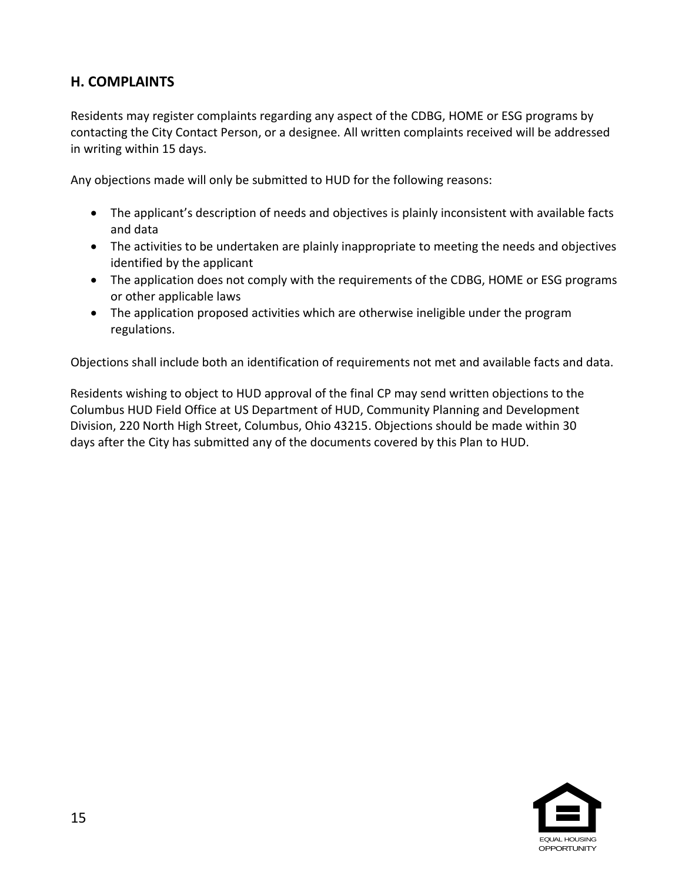## H. COMPLAINTS

Residents may register complaints regarding any aspect of the CDBG, HOME or ESG programs by contacting the City Contact Person, or a designee. All written complaints received will be addressed in writing within 15 days.

Any objections made will only be submitted to HUD for the following reasons:

- The applicant's description of needs and objectives is plainly inconsistent with available facts and data
- The activities to be undertaken are plainly inappropriate to meeting the needs and objectives identified by the applicant
- The application does not comply with the requirements of the CDBG, HOME or ESG programs or other applicable laws
- The application proposed activities which are otherwise ineligible under the program regulations.

Objections shall include both an identification of requirements not met and available facts and data.

Residents wishing to object to HUD approval of the final CP may send written objections to the Columbus HUD Field Office at US Department of HUD, Community Planning and Development Division, 220 North High Street, Columbus, Ohio 43215. Objections should be made within 30 days after the City has submitted any of the documents covered by this Plan to HUD.

EQUAL HOUSING OPPORTUNITY